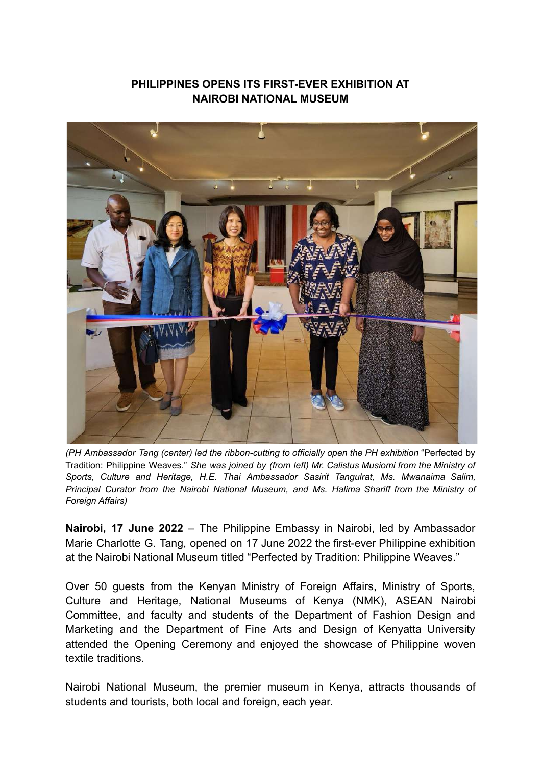## PHILIPPINES OPENS ITS FIRST-EVER EXHIBITION AT NAIROBI NATIONAL MUSEUM

*(PH Ambassador Tang (center) led the ribbon-cutting to officially open the PH exhibition* "Perfected by Tradition: Philippine Weaves." *She was joined by (from left) Mr. Calistus Musiomi from the Ministry of Sports, Culture and Heritage, H.E. Thai Ambassador Sasirit Tangulrat, Ms. Mwanaima Salim, Principal Curator from the Nairobi National Museum, and Ms. Halima Shariff from the Ministry of Foreign Affairs)*

**Nairobi, 17 June 2022** – The Philippine Embassy in Nairobi, led by Ambassador Marie Charlotte G. Tang, opened on 17 June 2022 the first-ever Philippine exhibition at the Nairobi National Museum titled "Perfected by Tradition: Philippine Weaves."

Over 50 guests from the Kenyan Ministry of Foreign Affairs, Ministry of Sports, Culture and Heritage, National Museums of Kenya (NMK), ASEAN Nairobi Committee, and faculty and students of the Department of Fashion Design and Marketing and the Department of Fine Arts and Design of Kenyatta University attended the Opening Ceremony and enjoyed the showcase of Philippine woven textile traditions.

Nairobi National Museum, the premier museum in Kenya, attracts thousands of students and tourists, both local and foreign, each year.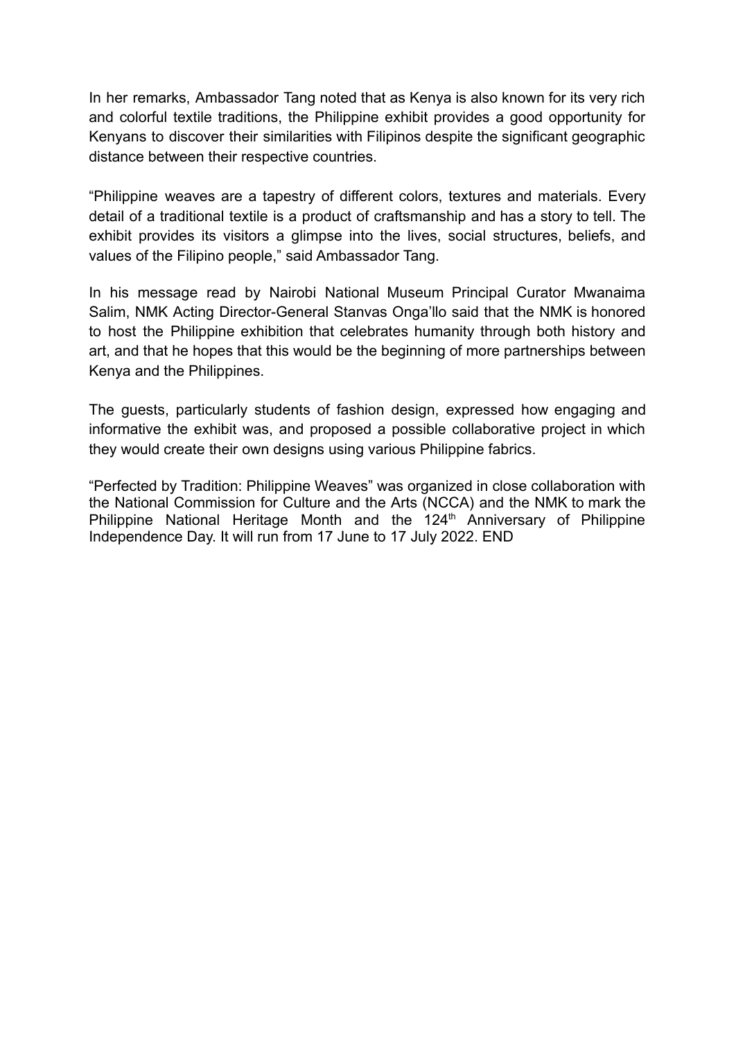In her remarks, Ambassador Tang noted that as Kenya is also known for its very rich and colorful textile traditions, the Philippine exhibit provides a good opportunity for Kenyans to discover their similarities with Filipinos despite the significant geographic distance between their respective countries.

"Philippine weaves are a tapestry of different colors, textures and materials. Every detail of a traditional textile is a product of craftsmanship and has a story to tell. The exhibit provides its visitors a glimpse into the lives, social structures, beliefs, and values of the Filipino people," said Ambassador Tang.

In his message read by Nairobi National Museum Principal Curator Mwanaima Salim, NMK Acting Director-General Stanvas Onga'llo said that the NMK is honored to host the Philippine exhibition that celebrates humanity through both history and art, and that he hopes that this would be the beginning of more partnerships between Kenya and the Philippines.

The guests, particularly students of fashion design, expressed how engaging and informative the exhibit was, and proposed a possible collaborative project in which they would create their own designs using various Philippine fabrics.

"Perfected by Tradition: Philippine Weaves" was organized in close collaboration with the National Commission for Culture and the Arts (NCCA) and the NMK to mark the Philippine National Heritage Month and the 124th Anniversary of Philippine Independence Day. It will run from 17 June to 17 July 2022. END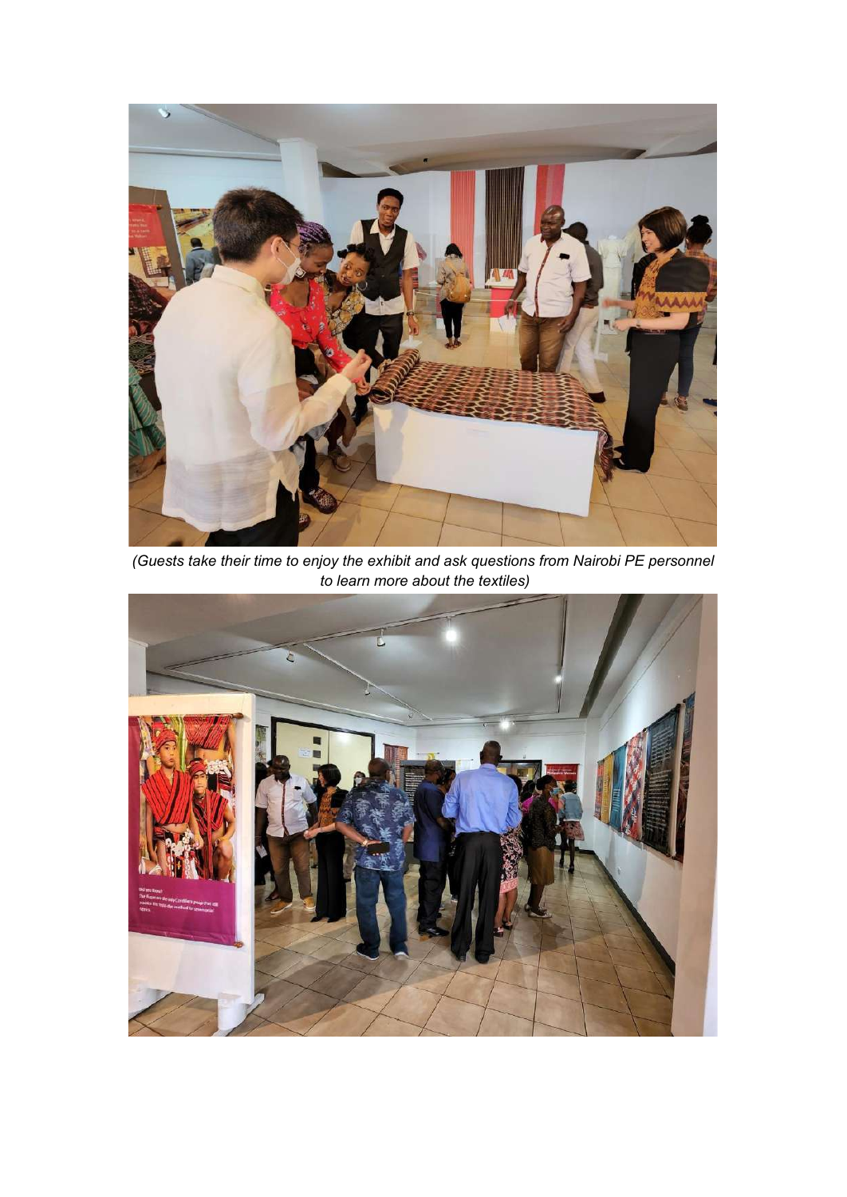(Guests take their time to enjoy the exhibit and ask questions from Nairobi PE personnel to learn more about the textiles)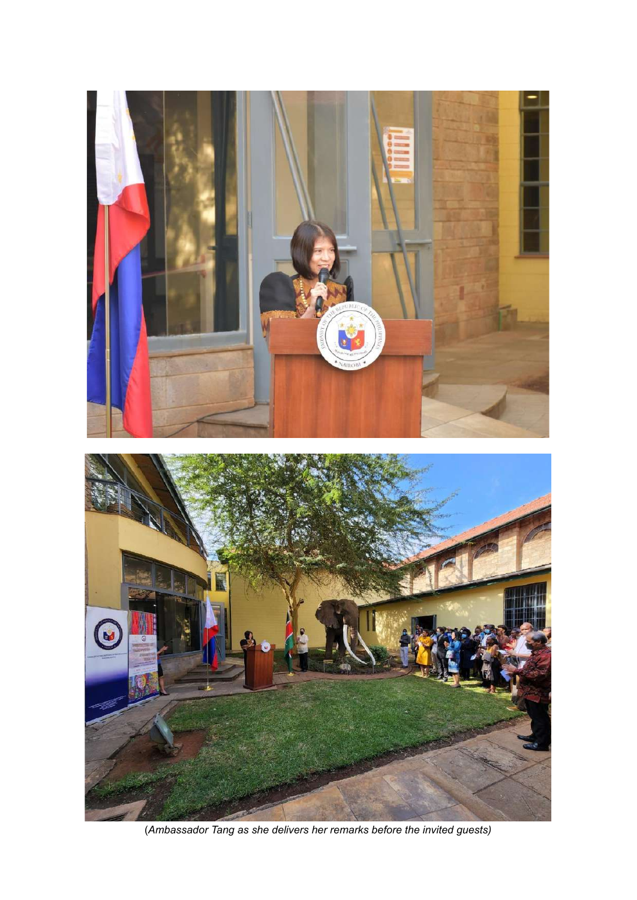(*Ambassador Tang as she delivers her remarks before the invited guests*)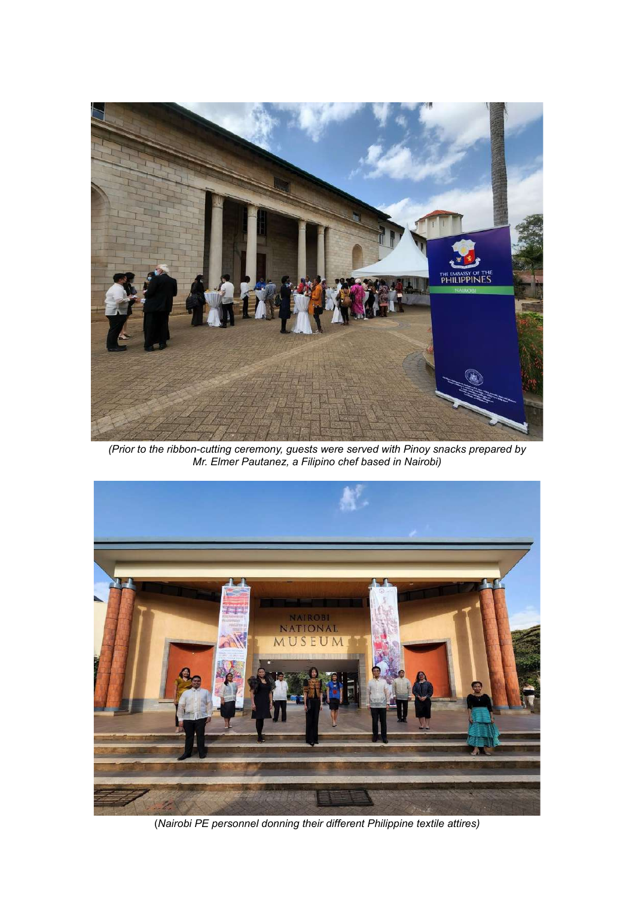(Prior to the ribbon-cutting ceremony, guests were served with Pinoy snacks prepared by Mr. Elmer Pautanez, a Filipino chef based in Nairobi)

(Nairobi PE personnel donning their different Philippine textile attires)